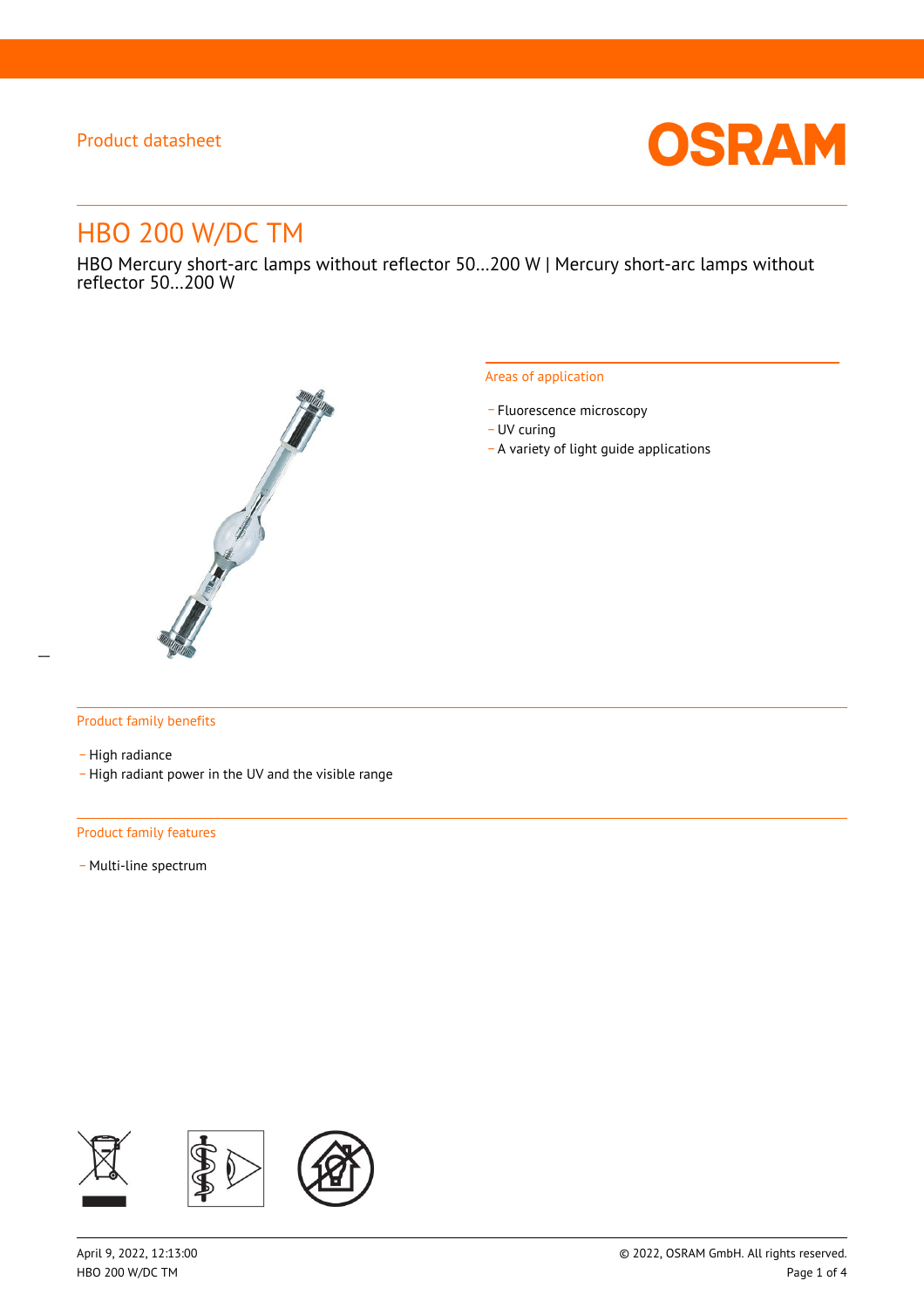Product datasheet

# HBO 200 W/DC TM

HBO Mercury short-arc lamps without reflector 50…200 W | Mercury short-arc lamps without reflector 50…200 W

## Areas of application

- Fluorescence microscopy
- UV curing
- A variety of light guide applications

## Product family benefits

- High radiance
- High radiant power in the UV and the visible range

## Product family features

- Multi-line spectrum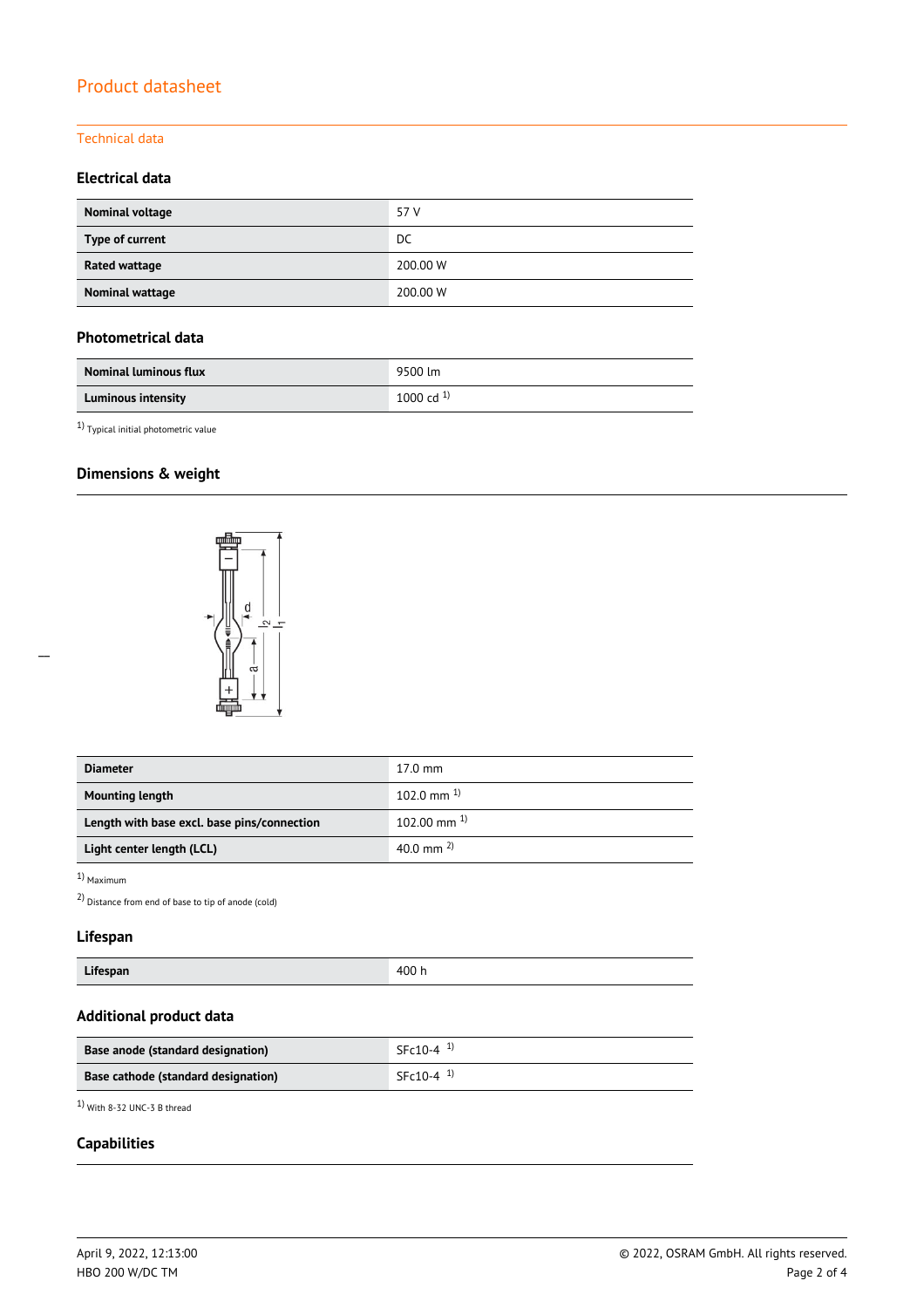# Product datasheet

## Technical data

### Electrical data

| Nominal voltage | 57 V |
|---|---|
| Type of current | DC |
| Rated wattage | 200.00 W |
| Nominal wattage | 200.00 W |

### Photometrical data

| Nominal luminous flux | 9500 lm |
|---|---|
| Luminous intensity | 1000 cd [1] |

[1] Typical initial photometric value

### Dimensions & weight

| Diameter | 17.0 mm |
|---|---|
| Mounting length | 102.0 mm [1] |
| Length with base excl. base pins/connection | 102.00 mm [1] |
| Light center length (LCL) | 40.0 mm [2] |

[1] Maximum

[2] Distance from end of base to tip of anode (cold)

### Lifespan

| Lifespan | 400 h |
|---|---|

### Additional product data

| Base anode (standard designation) | SFc10-4 [1] |
|---|---|
| Base cathode (standard designation) | SFc10-4 [1] |

[1] With 8-32 UNC-3 B thread

### Capabilities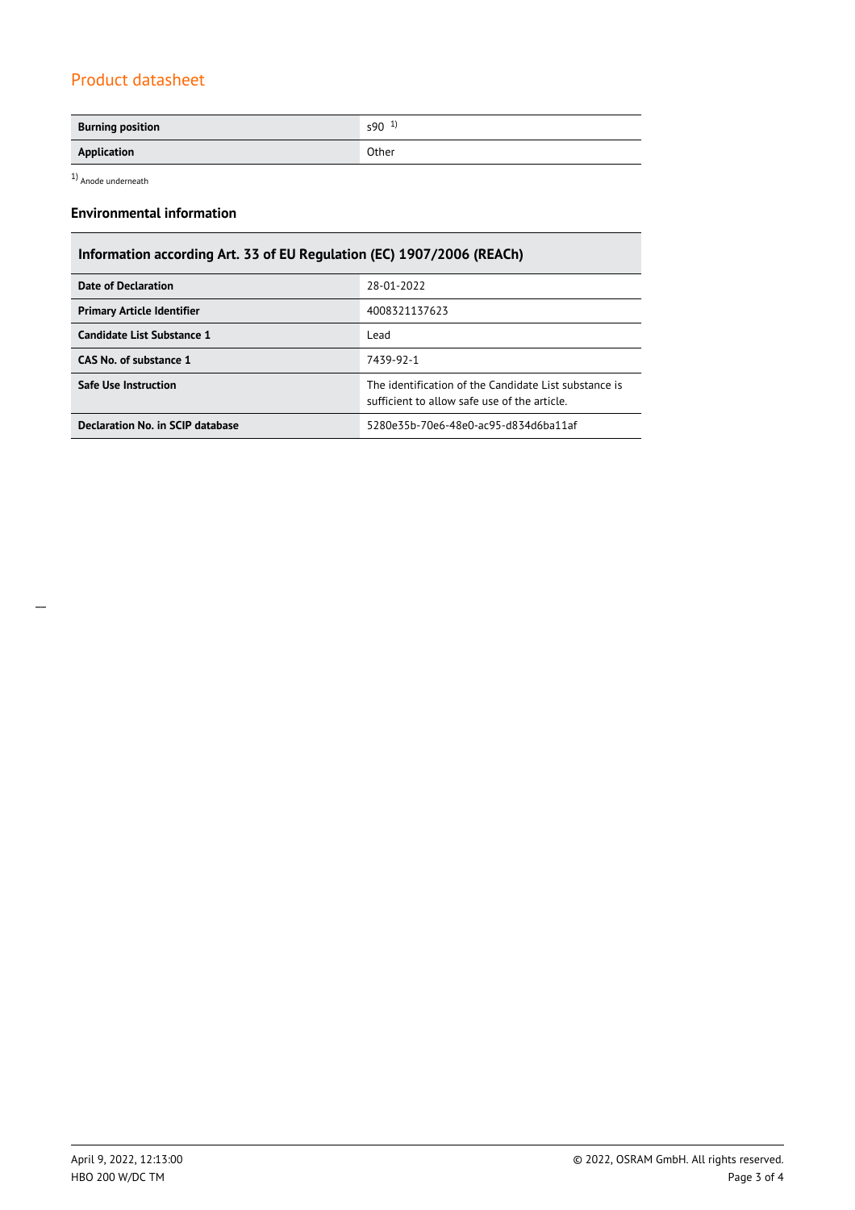## Product datasheet

| | |
|---|---|
| **Burning position** | s90 [1] |
| **Application** | Other |

[1] Anode underneath

### Environmental information

| Information according Art. 33 of EU Regulation (EC) 1907/2006 (REACh) | |
|---|---|
| **Date of Declaration** | 28-01-2022 |
| **Primary Article Identifier** | 4008321137623 |
| **Candidate List Substance 1** | Lead |
| **CAS No. of substance 1** | 7439-92-1 |
| **Safe Use Instruction** | The identification of the Candidate List substance is sufficient to allow safe use of the article. |
| **Declaration No. in SCIP database** | 5280e35b-70e6-48e0-ac95-d834d6ba11af |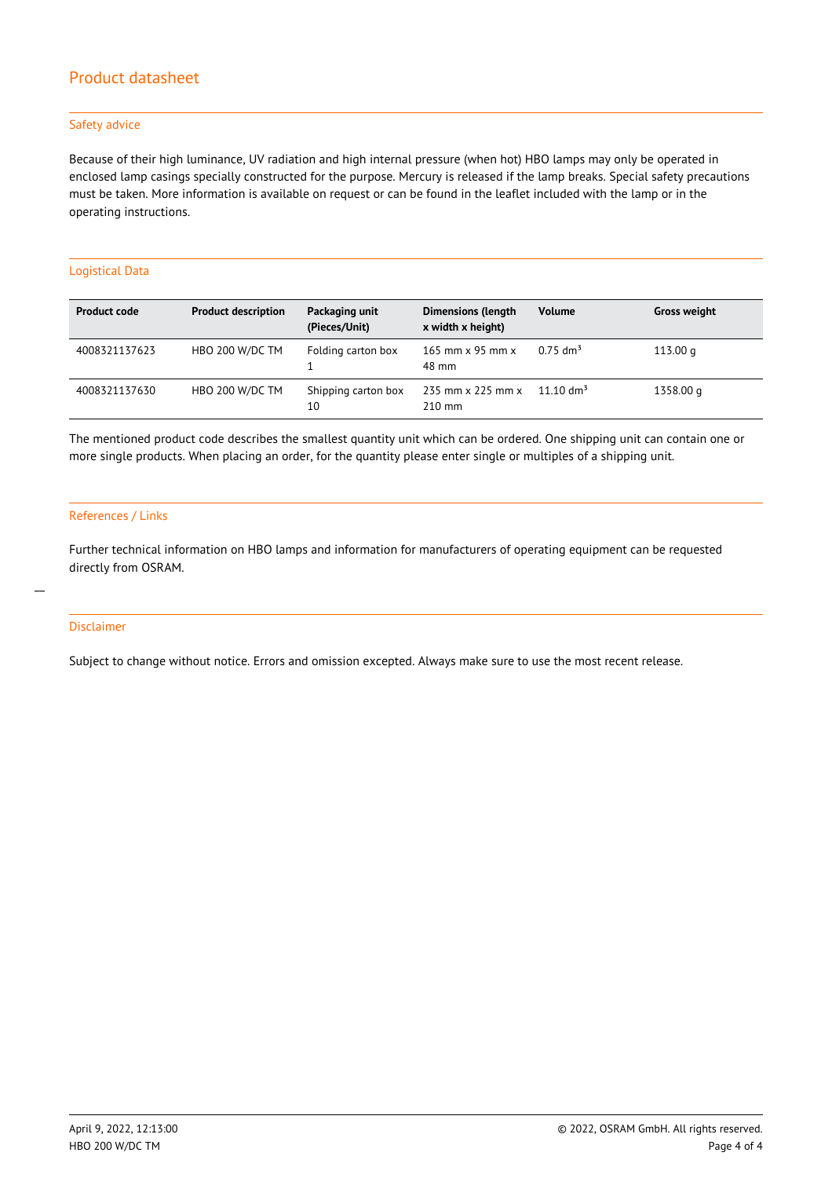## Safety advice

Because of their high luminance, UV radiation and high internal pressure (when hot) HBO lamps may only be operated in enclosed lamp casings specially constructed for the purpose. Mercury is released if the lamp breaks. Special safety precautions must be taken. More information is available on request or can be found in the leaflet included with the lamp or in the operating instructions.

## Logistical Data

| Product code | Product description | Packaging unit (Pieces/Unit) | Dimensions (length x width x height) | Volume | Gross weight |
| --- | --- | --- | --- | --- | --- |
| 4008321137623 | HBO 200 W/DC TM | Folding carton box 1 | 165 mm x 95 mm x 48 mm | 0.75 $dm^3$ | 113.00 g |
| 4008321137630 | HBO 200 W/DC TM | Shipping carton box 10 | 235 mm x 225 mm x 210 mm | 11.10 $dm^3$ | 1358.00 g |

The mentioned product code describes the smallest quantity unit which can be ordered. One shipping unit can contain one or more single products. When placing an order, for the quantity please enter single or multiples of a shipping unit.

## References / Links

Further technical information on HBO lamps and information for manufacturers of operating equipment can be requested directly from OSRAM.

## Disclaimer

Subject to change without notice. Errors and omission excepted. Always make sure to use the most recent release.